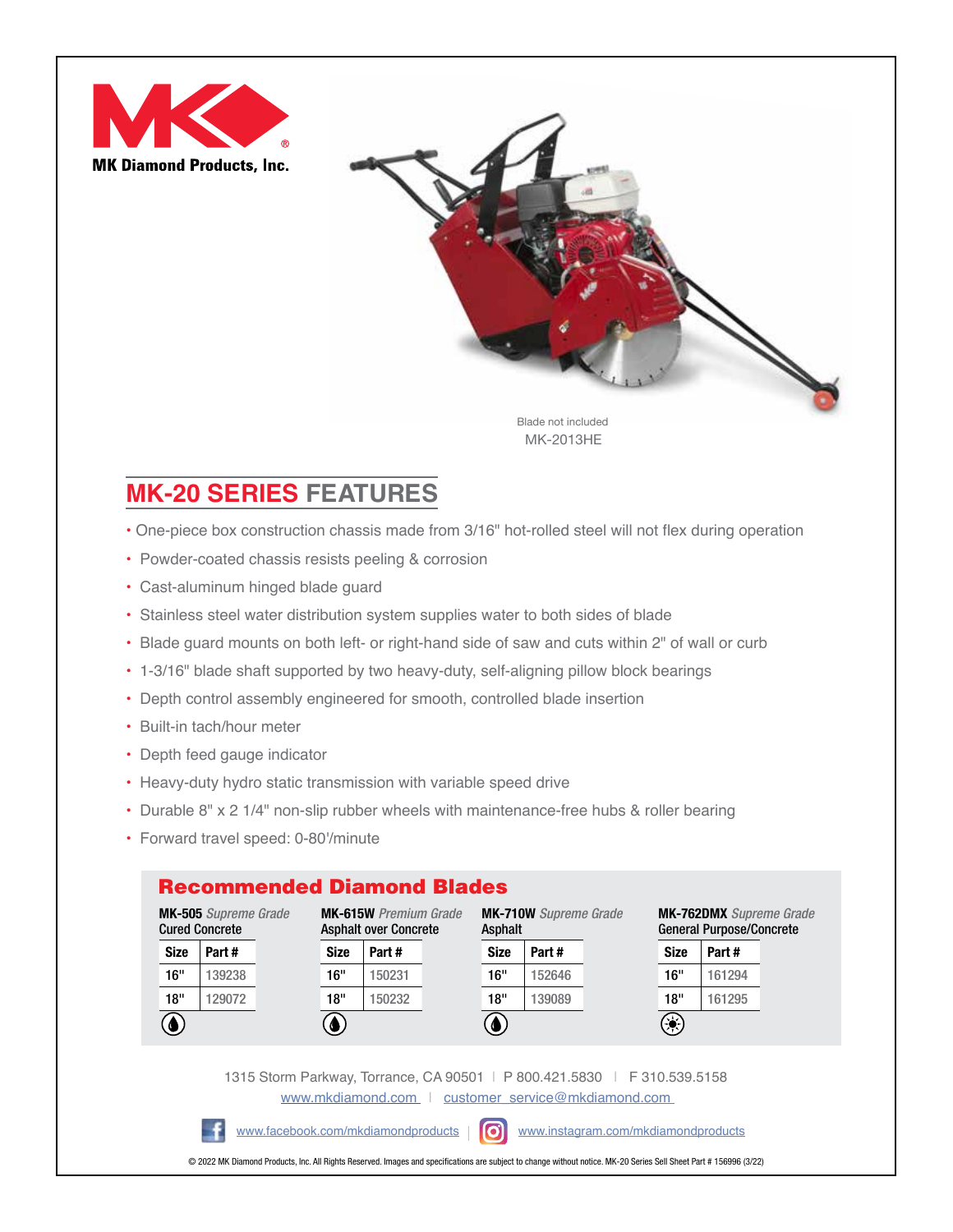MK Diamond Products, Inc.

Blade not included

MK-2013HE

## MK-20 SERIES FEATURES

- One-piece box construction chassis made from 3/16" hot-rolled steel will not flex during operation
- Powder-coated chassis resists peeling & corrosion
- Cast-aluminum hinged blade guard
- Stainless steel water distribution system supplies water to both sides of blade
- Blade guard mounts on both left- or right-hand side of saw and cuts within 2" of wall or curb
- 1-3/16" blade shaft supported by two heavy-duty, self-aligning pillow block bearings
- Depth control assembly engineered for smooth, controlled blade insertion
- Built-in tach/hour meter
- Depth feed gauge indicator
- Heavy-duty hydro static transmission with variable speed drive
- Durable 8" x 2 1/4" non-slip rubber wheels with maintenance-free hubs & roller bearing
- Forward travel speed: 0-80'/minute

## Recommended Diamond Blades

**MK-505** *Supreme Grade*
Cured Concrete

| Size | Part # |
|---|---|
| 16" | 139238 |
| 18" | 129072 |

**MK-615W** *Premium Grade*
Asphalt over Concrete

| Size | Part # |
|---|---|
| 16" | 150231 |
| 18" | 150232 |

**MK-710W** *Supreme Grade*
Asphalt

| Size | Part # |
|---|---|
| 16" | 152646 |
| 18" | 139089 |

**MK-762DMX** *Supreme Grade*
General Purpose/Concrete

| Size | Part # |
|---|---|
| 16" | 161294 |
| 18" | 161295 |

1315 Storm Parkway, Torrance, CA 90501 | P 800.421.5830 | F 310.539.5158

www.mkdiamond.com | customer_service@mkdiamond.com

www.facebook.com/mkdiamondproducts | www.instagram.com/mkdiamondproducts

© 2022 MK Diamond Products, Inc. All Rights Reserved. Images and specifications are subject to change without notice. MK-20 Series Sell Sheet Part # 156996 (3/22)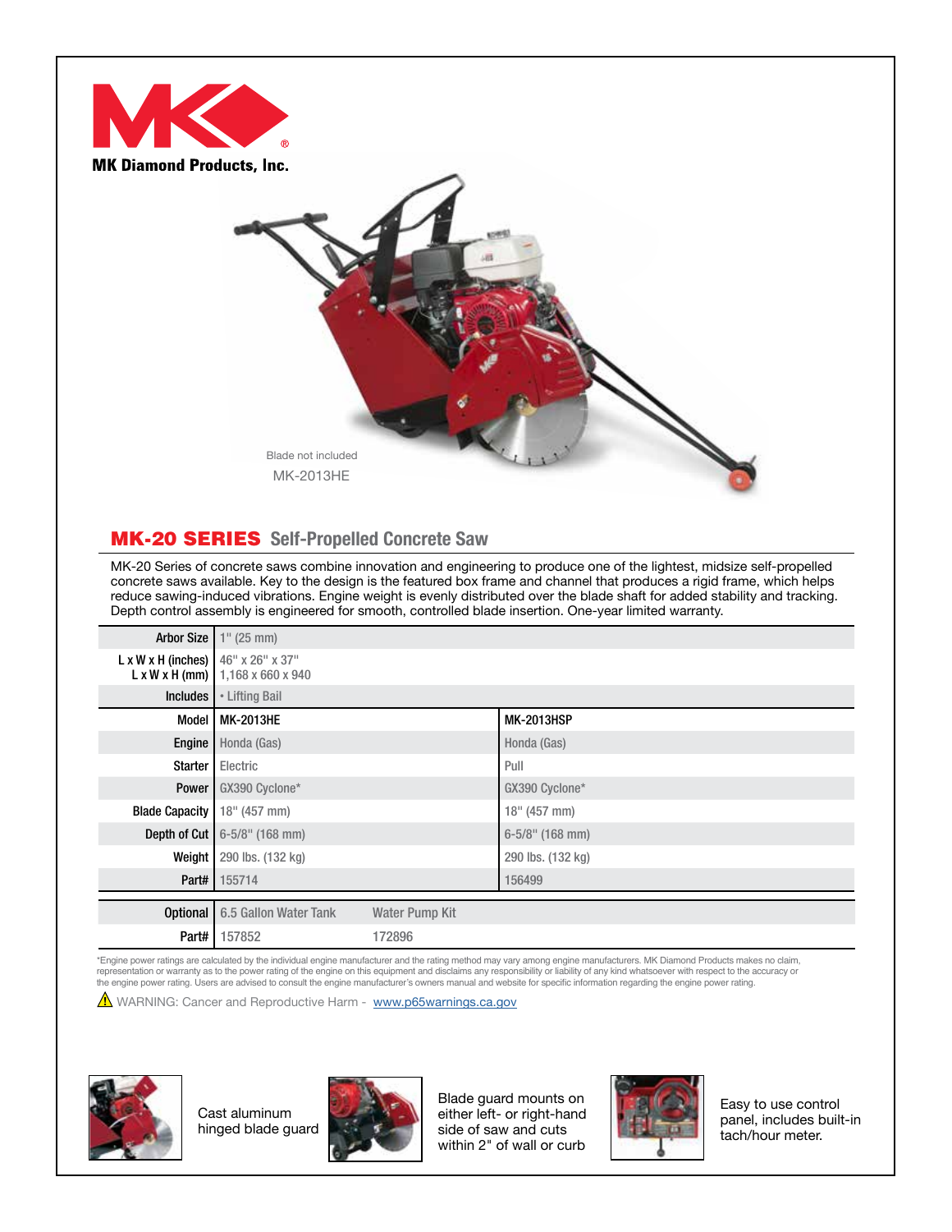MK Diamond Products, Inc.

Blade not included

MK-2013HE

## MK-20 SERIES Self-Propelled Concrete Saw

MK-20 Series of concrete saws combine innovation and engineering to produce one of the lightest, midsize self-propelled concrete saws available. Key to the design is the featured box frame and channel that produces a rigid frame, which helps reduce sawing-induced vibrations. Engine weight is evenly distributed over the blade shaft for added stability and tracking. Depth control assembly is engineered for smooth, controlled blade insertion. One-year limited warranty.

| | | |
|---|---|---|
| Arbor Size | 1" (25 mm) | |
| L x W x H (inches)<br>L x W x H (mm) | 46" x 26" x 37"<br>1,168 x 660 x 940 | |
| Includes | • Lifting Bail | |
| Model | MK-2013HE | MK-2013HSP |
| Engine | Honda (Gas) | Honda (Gas) |
| Starter | Electric | Pull |
| Power | GX390 Cyclone* | GX390 Cyclone* |
| Blade Capacity | 18" (457 mm) | 18" (457 mm) |
| Depth of Cut | 6-5/8" (168 mm) | 6-5/8" (168 mm) |
| Weight | 290 lbs. (132 kg) | 290 lbs. (132 kg) |
| Part# | 155714 | 156499 |

| | | |
|---|---|---|
| Optional | 6.5 Gallon Water Tank | Water Pump Kit |
| Part# | 157852 | 172896 |

*Engine power ratings are calculated by the individual engine manufacturer and the rating method may vary among engine manufacturers. MK Diamond Products makes no claim, representation or warranty as to the power rating of the engine on this equipment and disclaims any responsibility or liability of any kind whatsoever with respect to the accuracy or the engine power rating. Users are advised to consult the engine manufacturer's owners manual and website for specific information regarding the engine power rating.

⚠ WARNING: Cancer and Reproductive Harm - www.p65warnings.ca.gov

Cast aluminum hinged blade guard

Blade guard mounts on either left- or right-hand side of saw and cuts within 2" of wall or curb

Easy to use control panel, includes built-in tach/hour meter.